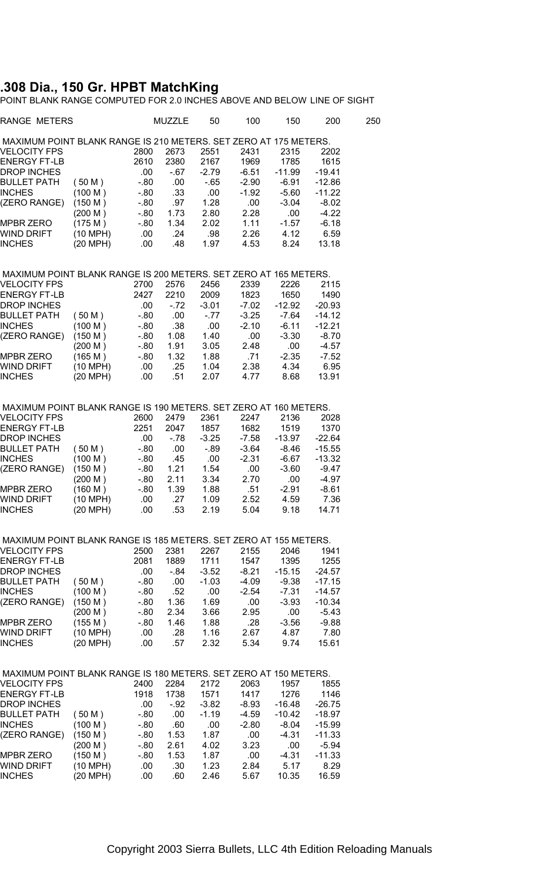# .308 Dia., 150 Gr. HPBT MatchKing

POINT BLANK RANGE COMPUTED FOR 2.0 INCHES ABOVE AND BELOW LINE OF SIGHT

MAXIMUM POINT BLANK RANGE IS 210 METERS. SET ZERO AT 175 METERS.

| RANGE METERS | | MUZZLE | 50 | 100 | 150 | 200 | 250 |
|---|---|---|---|---|---|---|---|
| VELOCITY FPS | | 2800 | 2673 | 2551 | 2431 | 2315 | 2202 |
| ENERGY FT-LB | | 2610 | 2380 | 2167 | 1969 | 1785 | 1615 |
| DROP INCHES | | .00 | -.67 | -2.79 | -6.51 | -11.99 | -19.41 |
| BULLET PATH | ( 50 M ) | -.80 | .00 | -.65 | -2.90 | -6.91 | -12.86 |
| INCHES | (100 M ) | -.80 | .33 | .00 | -1.92 | -5.60 | -11.22 |
| (ZERO RANGE) | (150 M ) | -.80 | .97 | 1.28 | .00 | -3.04 | -8.02 |
| | (200 M ) | -.80 | 1.73 | 2.80 | 2.28 | .00 | -4.22 |
| MPBR ZERO | (175 M ) | -.80 | 1.34 | 2.02 | 1.11 | -1.57 | -6.18 |
| WIND DRIFT | (10 MPH) | .00 | .24 | .98 | 2.26 | 4.12 | 6.59 |
| INCHES | (20 MPH) | .00 | .48 | 1.97 | 4.53 | 8.24 | 13.18 |

MAXIMUM POINT BLANK RANGE IS 200 METERS. SET ZERO AT 165 METERS.

| RANGE METERS | | MUZZLE | 50 | 100 | 150 | 200 | 250 |
|---|---|---|---|---|---|---|---|
| VELOCITY FPS | | 2700 | 2576 | 2456 | 2339 | 2226 | 2115 |
| ENERGY FT-LB | | 2427 | 2210 | 2009 | 1823 | 1650 | 1490 |
| DROP INCHES | | .00 | -.72 | -3.01 | -7.02 | -12.92 | -20.93 |
| BULLET PATH | ( 50 M ) | -.80 | .00 | -.77 | -3.25 | -7.64 | -14.12 |
| INCHES | (100 M ) | -.80 | .38 | .00 | -2.10 | -6.11 | -12.21 |
| (ZERO RANGE) | (150 M ) | -.80 | 1.08 | 1.40 | .00 | -3.30 | -8.70 |
| | (200 M ) | -.80 | 1.91 | 3.05 | 2.48 | .00 | -4.57 |
| MPBR ZERO | (165 M ) | -.80 | 1.32 | 1.88 | .71 | -2.35 | -7.52 |
| WIND DRIFT | (10 MPH) | .00 | .25 | 1.04 | 2.38 | 4.34 | 6.95 |
| INCHES | (20 MPH) | .00 | .51 | 2.07 | 4.77 | 8.68 | 13.91 |

MAXIMUM POINT BLANK RANGE IS 190 METERS. SET ZERO AT 160 METERS.

| RANGE METERS | | MUZZLE | 50 | 100 | 150 | 200 | 250 |
|---|---|---|---|---|---|---|---|
| VELOCITY FPS | | 2600 | 2479 | 2361 | 2247 | 2136 | 2028 |
| ENERGY FT-LB | | 2251 | 2047 | 1857 | 1682 | 1519 | 1370 |
| DROP INCHES | | .00 | -.78 | -3.25 | -7.58 | -13.97 | -22.64 |
| BULLET PATH | ( 50 M ) | -.80 | .00 | -.89 | -3.64 | -8.46 | -15.55 |
| INCHES | (100 M ) | -.80 | .45 | .00 | -2.31 | -6.67 | -13.32 |
| (ZERO RANGE) | (150 M ) | -.80 | 1.21 | 1.54 | .00 | -3.60 | -9.47 |
| | (200 M ) | -.80 | 2.11 | 3.34 | 2.70 | .00 | -4.97 |
| MPBR ZERO | (160 M ) | -.80 | 1.39 | 1.88 | .51 | -2.91 | -8.61 |
| WIND DRIFT | (10 MPH) | .00 | .27 | 1.09 | 2.52 | 4.59 | 7.36 |
| INCHES | (20 MPH) | .00 | .53 | 2.19 | 5.04 | 9.18 | 14.71 |

MAXIMUM POINT BLANK RANGE IS 185 METERS. SET ZERO AT 155 METERS.

| RANGE METERS | | MUZZLE | 50 | 100 | 150 | 200 | 250 |
|---|---|---|---|---|---|---|---|
| VELOCITY FPS | | 2500 | 2381 | 2267 | 2155 | 2046 | 1941 |
| ENERGY FT-LB | | 2081 | 1889 | 1711 | 1547 | 1395 | 1255 |
| DROP INCHES | | .00 | -.84 | -3.52 | -8.21 | -15.15 | -24.57 |
| BULLET PATH | ( 50 M ) | -.80 | .00 | -1.03 | -4.09 | -9.38 | -17.15 |
| INCHES | (100 M ) | -.80 | .52 | .00 | -2.54 | -7.31 | -14.57 |
| (ZERO RANGE) | (150 M ) | -.80 | 1.36 | 1.69 | .00 | -3.93 | -10.34 |
| | (200 M ) | -.80 | 2.34 | 3.66 | 2.95 | .00 | -5.43 |
| MPBR ZERO | (155 M ) | -.80 | 1.46 | 1.88 | .28 | -3.56 | -9.88 |
| WIND DRIFT | (10 MPH) | .00 | .28 | 1.16 | 2.67 | 4.87 | 7.80 |
| INCHES | (20 MPH) | .00 | .57 | 2.32 | 5.34 | 9.74 | 15.61 |

MAXIMUM POINT BLANK RANGE IS 180 METERS. SET ZERO AT 150 METERS.

| RANGE METERS | | MUZZLE | 50 | 100 | 150 | 200 | 250 |
|---|---|---|---|---|---|---|---|
| VELOCITY FPS | | 2400 | 2284 | 2172 | 2063 | 1957 | 1855 |
| ENERGY FT-LB | | 1918 | 1738 | 1571 | 1417 | 1276 | 1146 |
| DROP INCHES | | .00 | -.92 | -3.82 | -8.93 | -16.48 | -26.75 |
| BULLET PATH | ( 50 M ) | -.80 | .00 | -1.19 | -4.59 | -10.42 | -18.97 |
| INCHES | (100 M ) | -.80 | .60 | .00 | -2.80 | -8.04 | -15.99 |
| (ZERO RANGE) | (150 M ) | -.80 | 1.53 | 1.87 | .00 | -4.31 | -11.33 |
| | (200 M ) | -.80 | 2.61 | 4.02 | 3.23 | .00 | -5.94 |
| MPBR ZERO | (150 M ) | -.80 | 1.53 | 1.87 | .00 | -4.31 | -11.33 |
| WIND DRIFT | (10 MPH) | .00 | .30 | 1.23 | 2.84 | 5.17 | 8.29 |
| INCHES | (20 MPH) | .00 | .60 | 2.46 | 5.67 | 10.35 | 16.59 |

Copyright 2003 Sierra Bullets, LLC 4th Edition Reloading Manuals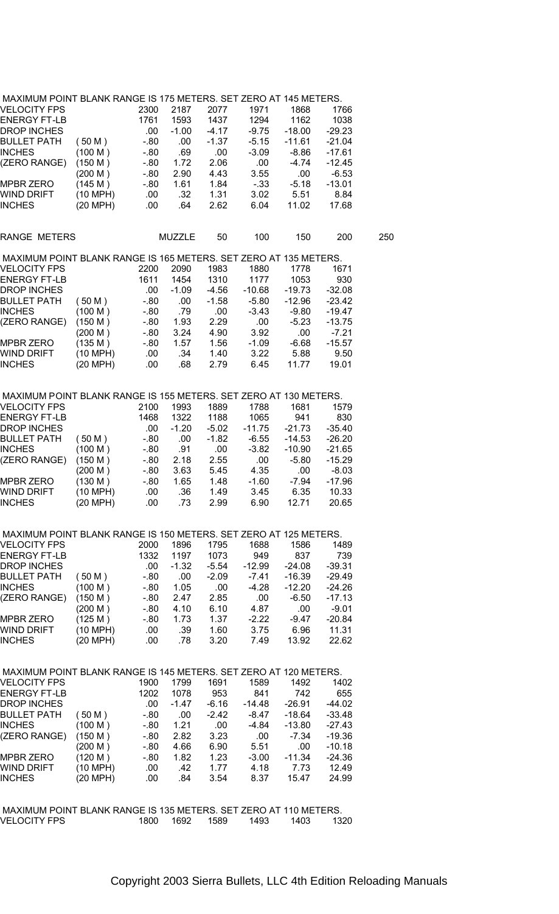MAXIMUM POINT BLANK RANGE IS 175 METERS. SET ZERO AT 145 METERS.

| | | | | | | | |
|---|---|---|---|---|---|---|---|
| VELOCITY FPS | | 2300 | 2187 | 2077 | 1971 | 1868 | 1766 |
| ENERGY FT-LB | | 1761 | 1593 | 1437 | 1294 | 1162 | 1038 |
| DROP INCHES | | .00 | -1.00 | -4.17 | -9.75 | -18.00 | -29.23 |
| BULLET PATH | ( 50 M ) | -.80 | .00 | -1.37 | -5.15 | -11.61 | -21.04 |
| INCHES | (100 M ) | -.80 | .69 | .00 | -3.09 | -8.86 | -17.61 |
| (ZERO RANGE) | (150 M ) | -.80 | 1.72 | 2.06 | .00 | -4.74 | -12.45 |
| | (200 M ) | -.80 | 2.90 | 4.43 | 3.55 | .00 | -6.53 |
| MPBR ZERO | (145 M ) | -.80 | 1.61 | 1.84 | -.33 | -5.18 | -13.01 |
| WIND DRIFT | (10 MPH) | .00 | .32 | 1.31 | 3.02 | 5.51 | 8.84 |
| INCHES | (20 MPH) | .00 | .64 | 2.62 | 6.04 | 11.02 | 17.68 |

RANGE METERS MUZZLE 50 100 150 200 250

MAXIMUM POINT BLANK RANGE IS 165 METERS. SET ZERO AT 135 METERS.

| | | | | | | | |
|---|---|---|---|---|---|---|---|
| VELOCITY FPS | | 2200 | 2090 | 1983 | 1880 | 1778 | 1671 |
| ENERGY FT-LB | | 1611 | 1454 | 1310 | 1177 | 1053 | 930 |
| DROP INCHES | | .00 | -1.09 | -4.56 | -10.68 | -19.73 | -32.08 |
| BULLET PATH | ( 50 M ) | -.80 | .00 | -1.58 | -5.80 | -12.96 | -23.42 |
| INCHES | (100 M ) | -.80 | .79 | .00 | -3.43 | -9.80 | -19.47 |
| (ZERO RANGE) | (150 M ) | -.80 | 1.93 | 2.29 | .00 | -5.23 | -13.75 |
| | (200 M ) | -.80 | 3.24 | 4.90 | 3.92 | .00 | -7.21 |
| MPBR ZERO | (135 M ) | -.80 | 1.57 | 1.56 | -1.09 | -6.68 | -15.57 |
| WIND DRIFT | (10 MPH) | .00 | .34 | 1.40 | 3.22 | 5.88 | 9.50 |
| INCHES | (20 MPH) | .00 | .68 | 2.79 | 6.45 | 11.77 | 19.01 |

MAXIMUM POINT BLANK RANGE IS 155 METERS. SET ZERO AT 130 METERS.

| | | | | | | | |
|---|---|---|---|---|---|---|---|
| VELOCITY FPS | | 2100 | 1993 | 1889 | 1788 | 1681 | 1579 |
| ENERGY FT-LB | | 1468 | 1322 | 1188 | 1065 | 941 | 830 |
| DROP INCHES | | .00 | -1.20 | -5.02 | -11.75 | -21.73 | -35.40 |
| BULLET PATH | ( 50 M ) | -.80 | .00 | -1.82 | -6.55 | -14.53 | -26.20 |
| INCHES | (100 M ) | -.80 | .91 | .00 | -3.82 | -10.90 | -21.65 |
| (ZERO RANGE) | (150 M ) | -.80 | 2.18 | 2.55 | .00 | -5.80 | -15.29 |
| | (200 M ) | -.80 | 3.63 | 5.45 | 4.35 | .00 | -8.03 |
| MPBR ZERO | (130 M ) | -.80 | 1.65 | 1.48 | -1.60 | -7.94 | -17.96 |
| WIND DRIFT | (10 MPH) | .00 | .36 | 1.49 | 3.45 | 6.35 | 10.33 |
| INCHES | (20 MPH) | .00 | .73 | 2.99 | 6.90 | 12.71 | 20.65 |

MAXIMUM POINT BLANK RANGE IS 150 METERS. SET ZERO AT 125 METERS.

| | | | | | | | |
|---|---|---|---|---|---|---|---|
| VELOCITY FPS | | 2000 | 1896 | 1795 | 1688 | 1586 | 1489 |
| ENERGY FT-LB | | 1332 | 1197 | 1073 | 949 | 837 | 739 |
| DROP INCHES | | .00 | -1.32 | -5.54 | -12.99 | -24.08 | -39.31 |
| BULLET PATH | ( 50 M ) | -.80 | .00 | -2.09 | -7.41 | -16.39 | -29.49 |
| INCHES | (100 M ) | -.80 | 1.05 | .00 | -4.28 | -12.20 | -24.26 |
| (ZERO RANGE) | (150 M ) | -.80 | 2.47 | 2.85 | .00 | -6.50 | -17.13 |
| | (200 M ) | -.80 | 4.10 | 6.10 | 4.87 | .00 | -9.01 |
| MPBR ZERO | (125 M ) | -.80 | 1.73 | 1.37 | -2.22 | -9.47 | -20.84 |
| WIND DRIFT | (10 MPH) | .00 | .39 | 1.60 | 3.75 | 6.96 | 11.31 |
| INCHES | (20 MPH) | .00 | .78 | 3.20 | 7.49 | 13.92 | 22.62 |

MAXIMUM POINT BLANK RANGE IS 145 METERS. SET ZERO AT 120 METERS.

| | | | | | | | |
|---|---|---|---|---|---|---|---|
| VELOCITY FPS | | 1900 | 1799 | 1691 | 1589 | 1492 | 1402 |
| ENERGY FT-LB | | 1202 | 1078 | 953 | 841 | 742 | 655 |
| DROP INCHES | | .00 | -1.47 | -6.16 | -14.48 | -26.91 | -44.02 |
| BULLET PATH | ( 50 M ) | -.80 | .00 | -2.42 | -8.47 | -18.64 | -33.48 |
| INCHES | (100 M ) | -.80 | 1.21 | .00 | -4.84 | -13.80 | -27.43 |
| (ZERO RANGE) | (150 M ) | -.80 | 2.82 | 3.23 | .00 | -7.34 | -19.36 |
| | (200 M ) | -.80 | 4.66 | 6.90 | 5.51 | .00 | -10.18 |
| MPBR ZERO | (120 M ) | -.80 | 1.82 | 1.23 | -3.00 | -11.34 | -24.36 |
| WIND DRIFT | (10 MPH) | .00 | .42 | 1.77 | 4.18 | 7.73 | 12.49 |
| INCHES | (20 MPH) | .00 | .84 | 3.54 | 8.37 | 15.47 | 24.99 |

MAXIMUM POINT BLANK RANGE IS 135 METERS. SET ZERO AT 110 METERS.

| | | | | | | | |
|---|---|---|---|---|---|---|---|
| VELOCITY FPS | | 1800 | 1692 | 1589 | 1493 | 1403 | 1320 |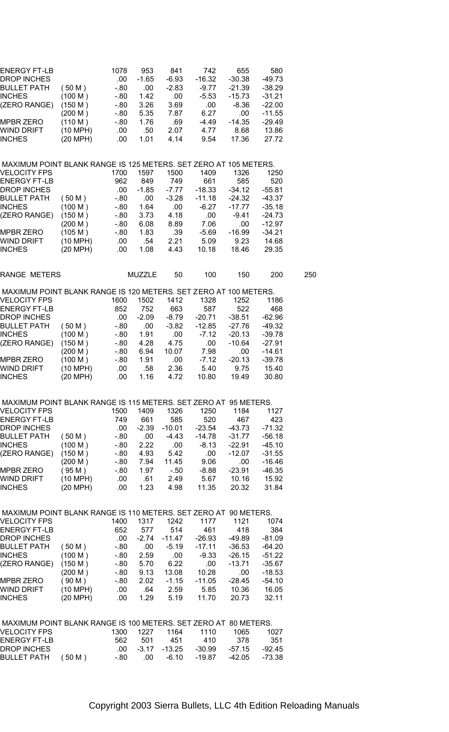| | | | | | | | |
|---|---|---|---|---|---|---|---|
| ENERGY FT-LB | | 1078 | 953 | 841 | 742 | 655 | 580 |
| DROP INCHES | | .00 | -1.65 | -6.93 | -16.32 | -30.38 | -49.73 |
| BULLET PATH | ( 50 M ) | -.80 | .00 | -2.83 | -9.77 | -21.39 | -38.29 |
| INCHES | (100 M ) | -.80 | 1.42 | .00 | -5.53 | -15.73 | -31.21 |
| (ZERO RANGE) | (150 M ) | -.80 | 3.26 | 3.69 | .00 | -8.36 | -22.00 |
| | (200 M ) | -.80 | 5.35 | 7.87 | 6.27 | .00 | -11.55 |
| MPBR ZERO | (110 M ) | -.80 | 1.76 | .69 | -4.49 | -14.35 | -29.49 |
| WIND DRIFT | (10 MPH) | .00 | .50 | 2.07 | 4.77 | 8.68 | 13.86 |
| INCHES | (20 MPH) | .00 | 1.01 | 4.14 | 9.54 | 17.36 | 27.72 |

MAXIMUM POINT BLANK RANGE IS 125 METERS. SET ZERO AT 105 METERS.

| | | | | | | | |
|---|---|---|---|---|---|---|---|
| VELOCITY FPS | | 1700 | 1597 | 1500 | 1409 | 1326 | 1250 |
| ENERGY FT-LB | | 962 | 849 | 749 | 661 | 585 | 520 |
| DROP INCHES | | .00 | -1.85 | -7.77 | -18.33 | -34.12 | -55.81 |
| BULLET PATH | ( 50 M ) | -.80 | .00 | -3.28 | -11.18 | -24.32 | -43.37 |
| INCHES | (100 M ) | -.80 | 1.64 | .00 | -6.27 | -17.77 | -35.18 |
| (ZERO RANGE) | (150 M ) | -.80 | 3.73 | 4.18 | .00 | -9.41 | -24.73 |
| | (200 M ) | -.80 | 6.08 | 8.89 | 7.06 | .00 | -12.97 |
| MPBR ZERO | (105 M ) | -.80 | 1.83 | .39 | -5.69 | -16.99 | -34.21 |
| WIND DRIFT | (10 MPH) | .00 | .54 | 2.21 | 5.09 | 9.23 | 14.68 |
| INCHES | (20 MPH) | .00 | 1.08 | 4.43 | 10.18 | 18.46 | 29.35 |

| RANGE METERS | | MUZZLE | 50 | 100 | 150 | 200 | 250 |
|---|---|---|---|---|---|---|---|

MAXIMUM POINT BLANK RANGE IS 120 METERS. SET ZERO AT 100 METERS.

| | | | | | | | |
|---|---|---|---|---|---|---|---|
| VELOCITY FPS | | 1600 | 1502 | 1412 | 1328 | 1252 | 1186 |
| ENERGY FT-LB | | 852 | 752 | 663 | 587 | 522 | 468 |
| DROP INCHES | | .00 | -2.09 | -8.79 | -20.71 | -38.51 | -62.96 |
| BULLET PATH | ( 50 M ) | -.80 | .00 | -3.82 | -12.85 | -27.76 | -49.32 |
| INCHES | (100 M ) | -.80 | 1.91 | .00 | -7.12 | -20.13 | -39.78 |
| (ZERO RANGE) | (150 M ) | -.80 | 4.28 | 4.75 | .00 | -10.64 | -27.91 |
| | (200 M ) | -.80 | 6.94 | 10.07 | 7.98 | .00 | -14.61 |
| MPBR ZERO | (100 M ) | -.80 | 1.91 | .00 | -7.12 | -20.13 | -39.78 |
| WIND DRIFT | (10 MPH) | .00 | .58 | 2.36 | 5.40 | 9.75 | 15.40 |
| INCHES | (20 MPH) | .00 | 1.16 | 4.72 | 10.80 | 19.49 | 30.80 |

MAXIMUM POINT BLANK RANGE IS 115 METERS. SET ZERO AT 95 METERS.

| | | | | | | | |
|---|---|---|---|---|---|---|---|
| VELOCITY FPS | | 1500 | 1409 | 1326 | 1250 | 1184 | 1127 |
| ENERGY FT-LB | | 749 | 661 | 585 | 520 | 467 | 423 |
| DROP INCHES | | .00 | -2.39 | -10.01 | -23.54 | -43.73 | -71.32 |
| BULLET PATH | ( 50 M ) | -.80 | .00 | -4.43 | -14.78 | -31.77 | -56.18 |
| INCHES | (100 M ) | -.80 | 2.22 | .00 | -8.13 | -22.91 | -45.10 |
| (ZERO RANGE) | (150 M ) | -.80 | 4.93 | 5.42 | .00 | -12.07 | -31.55 |
| | (200 M ) | -.80 | 7.94 | 11.45 | 9.06 | .00 | -16.46 |
| MPBR ZERO | ( 95 M ) | -.80 | 1.97 | -.50 | -8.88 | -23.91 | -46.35 |
| WIND DRIFT | (10 MPH) | .00 | .61 | 2.49 | 5.67 | 10.16 | 15.92 |
| INCHES | (20 MPH) | .00 | 1.23 | 4.98 | 11.35 | 20.32 | 31.84 |

MAXIMUM POINT BLANK RANGE IS 110 METERS. SET ZERO AT 90 METERS.

| | | | | | | | |
|---|---|---|---|---|---|---|---|
| VELOCITY FPS | | 1400 | 1317 | 1242 | 1177 | 1121 | 1074 |
| ENERGY FT-LB | | 652 | 577 | 514 | 461 | 418 | 384 |
| DROP INCHES | | .00 | -2.74 | -11.47 | -26.93 | -49.89 | -81.09 |
| BULLET PATH | ( 50 M ) | -.80 | .00 | -5.19 | -17.11 | -36.53 | -64.20 |
| INCHES | (100 M ) | -.80 | 2.59 | .00 | -9.33 | -26.15 | -51.22 |
| (ZERO RANGE) | (150 M ) | -.80 | 5.70 | 6.22 | .00 | -13.71 | -35.67 |
| | (200 M ) | -.80 | 9.13 | 13.08 | 10.28 | .00 | -18.53 |
| MPBR ZERO | ( 90 M ) | -.80 | 2.02 | -1.15 | -11.05 | -28.45 | -54.10 |
| WIND DRIFT | (10 MPH) | .00 | .64 | 2.59 | 5.85 | 10.36 | 16.05 |
| INCHES | (20 MPH) | .00 | 1.29 | 5.19 | 11.70 | 20.73 | 32.11 |

MAXIMUM POINT BLANK RANGE IS 100 METERS. SET ZERO AT 80 METERS.

| | | | | | | | |
|---|---|---|---|---|---|---|---|
| VELOCITY FPS | | 1300 | 1227 | 1164 | 1110 | 1065 | 1027 |
| ENERGY FT-LB | | 562 | 501 | 451 | 410 | 378 | 351 |
| DROP INCHES | | .00 | -3.17 | -13.25 | -30.99 | -57.15 | -92.45 |
| BULLET PATH | ( 50 M ) | -.80 | .00 | -6.10 | -19.87 | -42.05 | -73.38 |

Copyright 2003 Sierra Bullets, LLC 4th Edition Reloading Manuals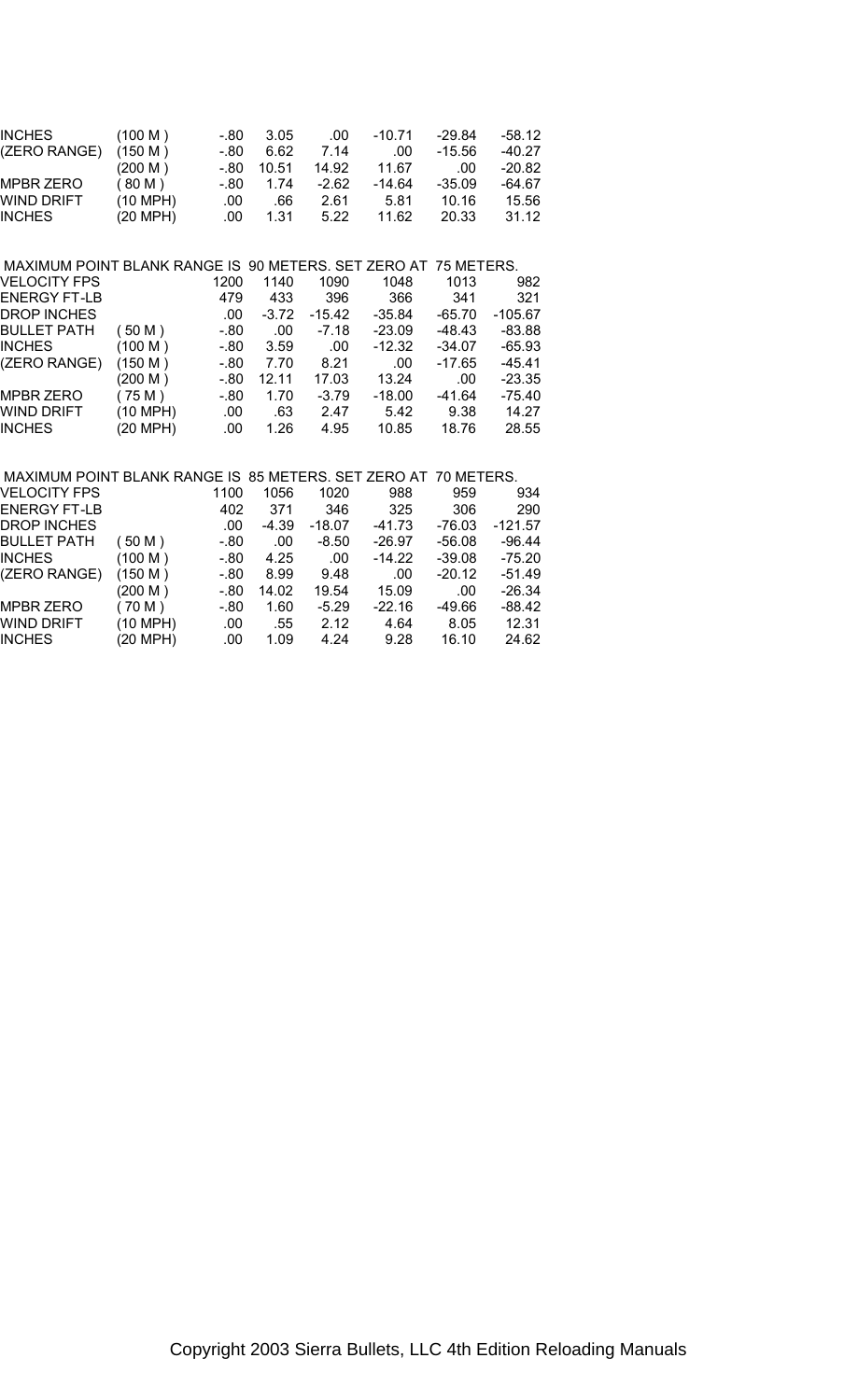| | | | | | | | |
|---|---|---|---|---|---|---|---|
| INCHES | (100 M ) | -.80 | 3.05 | .00 | -10.71 | -29.84 | -58.12 |
| (ZERO RANGE) | (150 M ) | -.80 | 6.62 | 7.14 | .00 | -15.56 | -40.27 |
| | (200 M ) | -.80 | 10.51 | 14.92 | 11.67 | .00 | -20.82 |
| MPBR ZERO | ( 80 M ) | -.80 | 1.74 | -2.62 | -14.64 | -35.09 | -64.67 |
| WIND DRIFT | (10 MPH) | .00 | .66 | 2.61 | 5.81 | 10.16 | 15.56 |
| INCHES | (20 MPH) | .00 | 1.31 | 5.22 | 11.62 | 20.33 | 31.12 |

MAXIMUM POINT BLANK RANGE IS 90 METERS. SET ZERO AT 75 METERS.

| | | | | | | | |
|---|---|---|---|---|---|---|---|
| VELOCITY FPS | | 1200 | 1140 | 1090 | 1048 | 1013 | 982 |
| ENERGY FT-LB | | 479 | 433 | 396 | 366 | 341 | 321 |
| DROP INCHES | | .00 | -3.72 | -15.42 | -35.84 | -65.70 | -105.67 |
| BULLET PATH | ( 50 M ) | -.80 | .00 | -7.18 | -23.09 | -48.43 | -83.88 |
| INCHES | (100 M ) | -.80 | 3.59 | .00 | -12.32 | -34.07 | -65.93 |
| (ZERO RANGE) | (150 M ) | -.80 | 7.70 | 8.21 | .00 | -17.65 | -45.41 |
| | (200 M ) | -.80 | 12.11 | 17.03 | 13.24 | .00 | -23.35 |
| MPBR ZERO | ( 75 M ) | -.80 | 1.70 | -3.79 | -18.00 | -41.64 | -75.40 |
| WIND DRIFT | (10 MPH) | .00 | .63 | 2.47 | 5.42 | 9.38 | 14.27 |
| INCHES | (20 MPH) | .00 | 1.26 | 4.95 | 10.85 | 18.76 | 28.55 |

MAXIMUM POINT BLANK RANGE IS 85 METERS. SET ZERO AT 70 METERS.

| | | | | | | | |
|---|---|---|---|---|---|---|---|
| VELOCITY FPS | | 1100 | 1056 | 1020 | 988 | 959 | 934 |
| ENERGY FT-LB | | 402 | 371 | 346 | 325 | 306 | 290 |
| DROP INCHES | | .00 | -4.39 | -18.07 | -41.73 | -76.03 | -121.57 |
| BULLET PATH | ( 50 M ) | -.80 | .00 | -8.50 | -26.97 | -56.08 | -96.44 |
| INCHES | (100 M ) | -.80 | 4.25 | .00 | -14.22 | -39.08 | -75.20 |
| (ZERO RANGE) | (150 M ) | -.80 | 8.99 | 9.48 | .00 | -20.12 | -51.49 |
| | (200 M ) | -.80 | 14.02 | 19.54 | 15.09 | .00 | -26.34 |
| MPBR ZERO | ( 70 M ) | -.80 | 1.60 | -5.29 | -22.16 | -49.66 | -88.42 |
| WIND DRIFT | (10 MPH) | .00 | .55 | 2.12 | 4.64 | 8.05 | 12.31 |
| INCHES | (20 MPH) | .00 | 1.09 | 4.24 | 9.28 | 16.10 | 24.62 |

Copyright 2003 Sierra Bullets, LLC 4th Edition Reloading Manuals